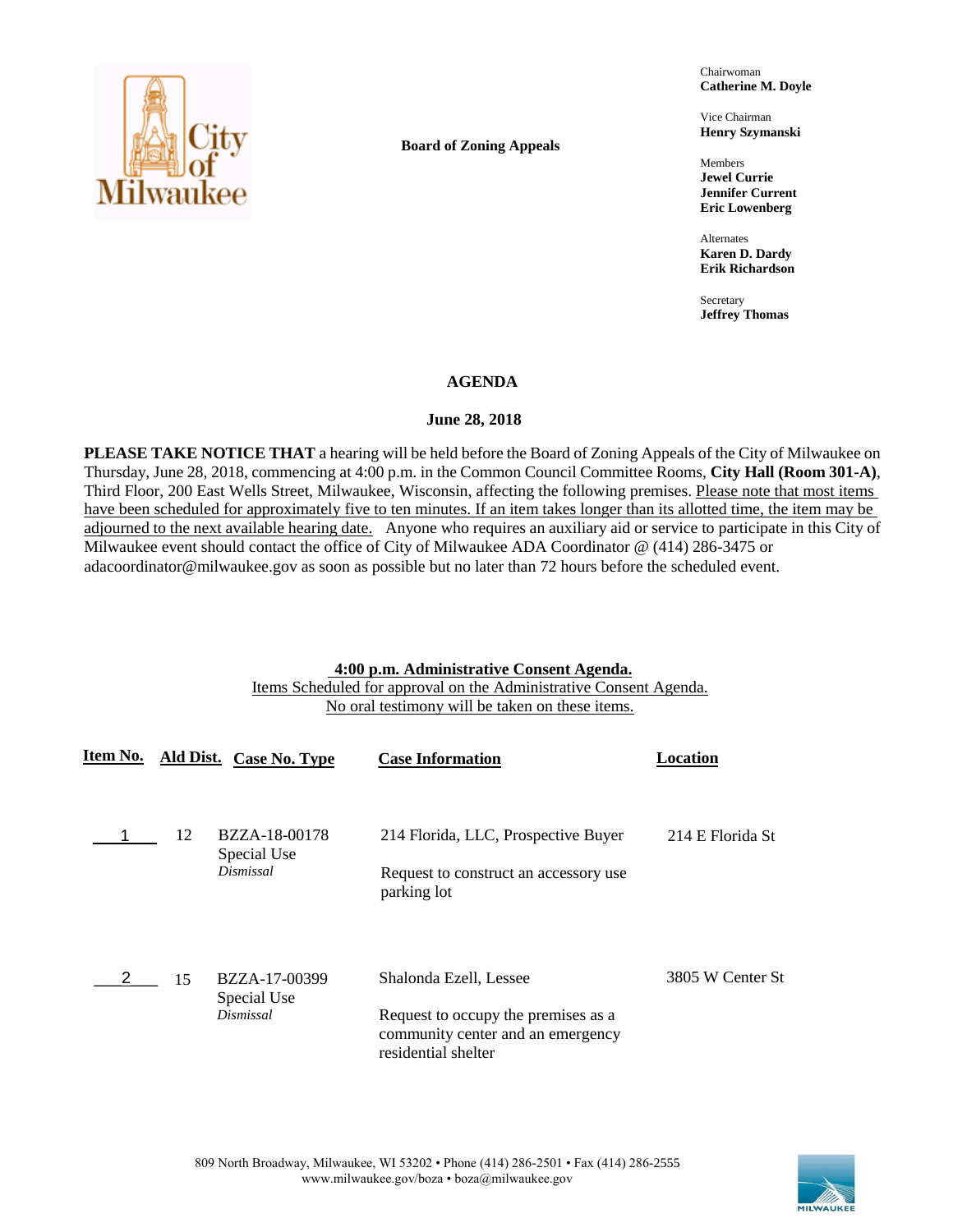**Board of Zoning Appeals**

Chairwoman
**Catherine M. Doyle**

Vice Chairman
**Henry Szymanski**

Members
**Jewel Currie**
**Jennifer Current**
**Eric Lowenberg**

Alternates
**Karen D. Dardy**
**Erik Richardson**

Secretary
**Jeffrey Thomas**

# AGENDA

## June 28, 2018

**PLEASE TAKE NOTICE THAT** a hearing will be held before the Board of Zoning Appeals of the City of Milwaukee on Thursday, June 28, 2018, commencing at 4:00 p.m. in the Common Council Committee Rooms, **City Hall (Room 301-A)**, Third Floor, 200 East Wells Street, Milwaukee, Wisconsin, affecting the following premises. Please note that most items have been scheduled for approximately five to ten minutes. If an item takes longer than its allotted time, the item may be adjourned to the next available hearing date. Anyone who requires an auxiliary aid or service to participate in this City of Milwaukee event should contact the office of City of Milwaukee ADA Coordinator @ (414) 286-3475 or adacoordinator@milwaukee.gov as soon as possible but no later than 72 hours before the scheduled event.

**4:00 p.m. Administrative Consent Agenda.**
Items Scheduled for approval on the Administrative Consent Agenda.
No oral testimony will be taken on these items.

| Item No. | Ald Dist. | Case No. Type | Case Information | Location |
|---|---|---|---|---|
| 1 | 12 | BZZA-18-00178<br>Special Use<br>*Dismissal* | 214 Florida, LLC, Prospective Buyer<br><br>Request to construct an accessory use parking lot | 214 E Florida St |
| 2 | 15 | BZZA-17-00399<br>Special Use<br>*Dismissal* | Shalonda Ezell, Lessee<br><br>Request to occupy the premises as a community center and an emergency residential shelter | 3805 W Center St |

809 North Broadway, Milwaukee, WI 53202 • Phone (414) 286-2501 • Fax (414) 286-2555
www.milwaukee.gov/boza • boza@milwaukee.gov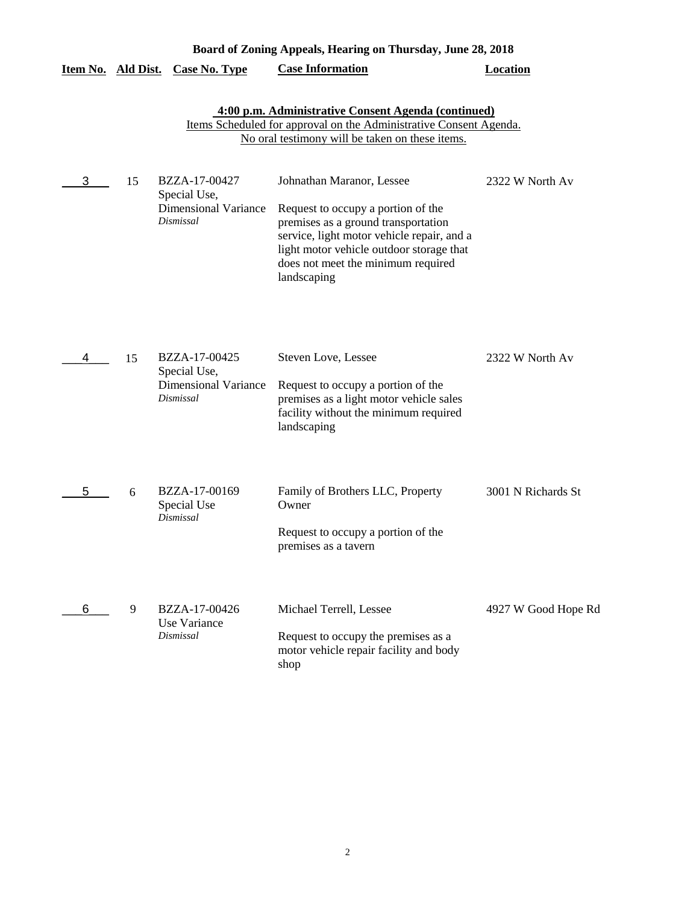**Board of Zoning Appeals, Hearing on Thursday, June 28, 2018**

**4:00 p.m. Administrative Consent Agenda (continued)**

Items Scheduled for approval on the Administrative Consent Agenda.
No oral testimony will be taken on these items.

| Item No. | Ald Dist. | Case No. Type | Case Information | Location |
|---|---|---|---|---|
| 3 | 15 | BZZA-17-00427<br>Special Use,<br>Dimensional Variance<br>*Dismissal* | Johnathan Maranor, Lessee<br><br>Request to occupy a portion of the premises as a ground transportation service, light motor vehicle repair, and a light motor vehicle outdoor storage that does not meet the minimum required landscaping | 2322 W North Av |
| 4 | 15 | BZZA-17-00425<br>Special Use,<br>Dimensional Variance<br>*Dismissal* | Steven Love, Lessee<br><br>Request to occupy a portion of the premises as a light motor vehicle sales facility without the minimum required landscaping | 2322 W North Av |
| 5 | 6 | BZZA-17-00169<br>Special Use<br>*Dismissal* | Family of Brothers LLC, Property Owner<br><br>Request to occupy a portion of the premises as a tavern | 3001 N Richards St |
| 6 | 9 | BZZA-17-00426<br>Use Variance<br>*Dismissal* | Michael Terrell, Lessee<br><br>Request to occupy the premises as a motor vehicle repair facility and body shop | 4927 W Good Hope Rd |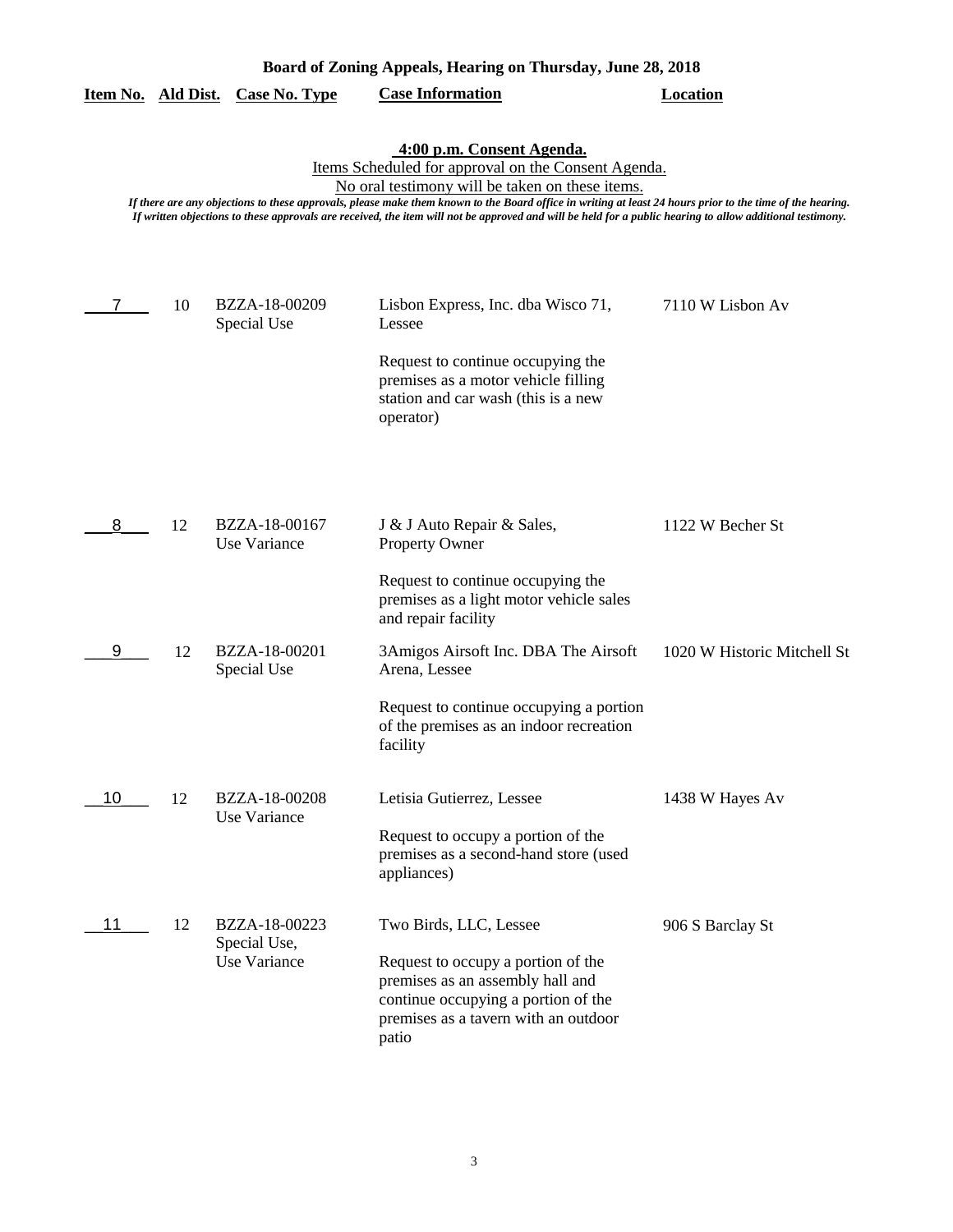**Board of Zoning Appeals, Hearing on Thursday, June 28, 2018**

**4:00 p.m. Consent Agenda.**

Items Scheduled for approval on the Consent Agenda.

No oral testimony will be taken on these items.

*If there are any objections to these approvals, please make them known to the Board office in writing at least 24 hours prior to the time of the hearing. If written objections to these approvals are received, the item will not be approved and will be held for a public hearing to allow additional testimony.*

| Item No. | Ald Dist. | Case No. Type | Case Information | Location |
|---|---|---|---|---|
| 7 | 10 | BZZA-18-00209 Special Use | Lisbon Express, Inc. dba Wisco 71, Lessee<br><br>Request to continue occupying the premises as a motor vehicle filling station and car wash (this is a new operator) | 7110 W Lisbon Av |
| 8 | 12 | BZZA-18-00167 Use Variance | J & J Auto Repair & Sales, Property Owner<br><br>Request to continue occupying the premises as a light motor vehicle sales and repair facility | 1122 W Becher St |
| 9 | 12 | BZZA-18-00201 Special Use | 3Amigos Airsoft Inc. DBA The Airsoft Arena, Lessee<br><br>Request to continue occupying a portion of the premises as an indoor recreation facility | 1020 W Historic Mitchell St |
| 10 | 12 | BZZA-18-00208 Use Variance | Letisia Gutierrez, Lessee<br><br>Request to occupy a portion of the premises as a second-hand store (used appliances) | 1438 W Hayes Av |
| 11 | 12 | BZZA-18-00223 Special Use, Use Variance | Two Birds, LLC, Lessee<br><br>Request to occupy a portion of the premises as an assembly hall and continue occupying a portion of the premises as a tavern with an outdoor patio | 906 S Barclay St |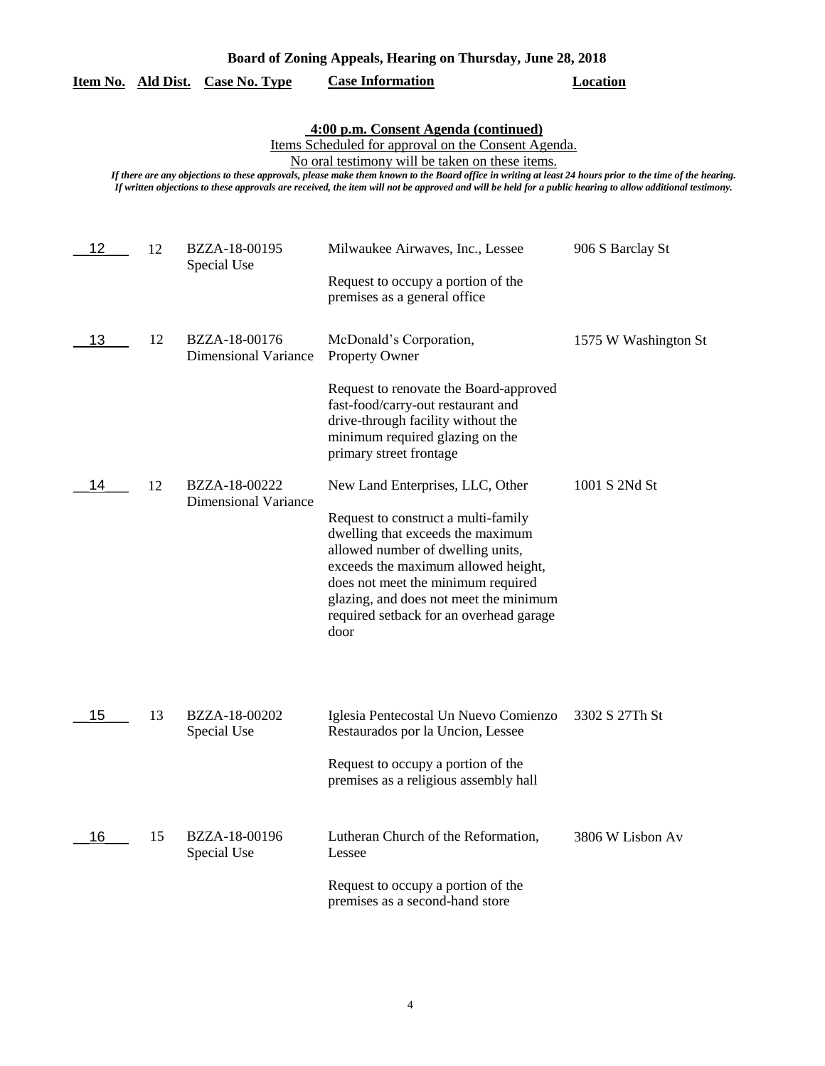**Board of Zoning Appeals, Hearing on Thursday, June 28, 2018**

## 4:00 p.m. Consent Agenda (continued)

Items Scheduled for approval on the Consent Agenda.

No oral testimony will be taken on these items.

*If there are any objections to these approvals, please make them known to the Board office in writing at least 24 hours prior to the time of the hearing. If written objections to these approvals are received, the item will not be approved and will be held for a public hearing to allow additional testimony.*

| Item No. | Ald Dist. | Case No. Type | Case Information | Location |
|---|---|---|---|---|
| 12 | 12 | BZZA-18-00195 Special Use | Milwaukee Airwaves, Inc., Lessee<br><br>Request to occupy a portion of the premises as a general office | 906 S Barclay St |
| 13 | 12 | BZZA-18-00176 Dimensional Variance | McDonald's Corporation, Property Owner<br><br>Request to renovate the Board-approved fast-food/carry-out restaurant and drive-through facility without the minimum required glazing on the primary street frontage | 1575 W Washington St |
| 14 | 12 | BZZA-18-00222 Dimensional Variance | New Land Enterprises, LLC, Other<br><br>Request to construct a multi-family dwelling that exceeds the maximum allowed number of dwelling units, exceeds the maximum allowed height, does not meet the minimum required glazing, and does not meet the minimum required setback for an overhead garage door | 1001 S 2Nd St |
| 15 | 13 | BZZA-18-00202 Special Use | Iglesia Pentecostal Un Nuevo Comienzo Restaurados por la Uncion, Lessee<br><br>Request to occupy a portion of the premises as a religious assembly hall | 3302 S 27Th St |
| 16 | 15 | BZZA-18-00196 Special Use | Lutheran Church of the Reformation, Lessee<br><br>Request to occupy a portion of the premises as a second-hand store | 3806 W Lisbon Av |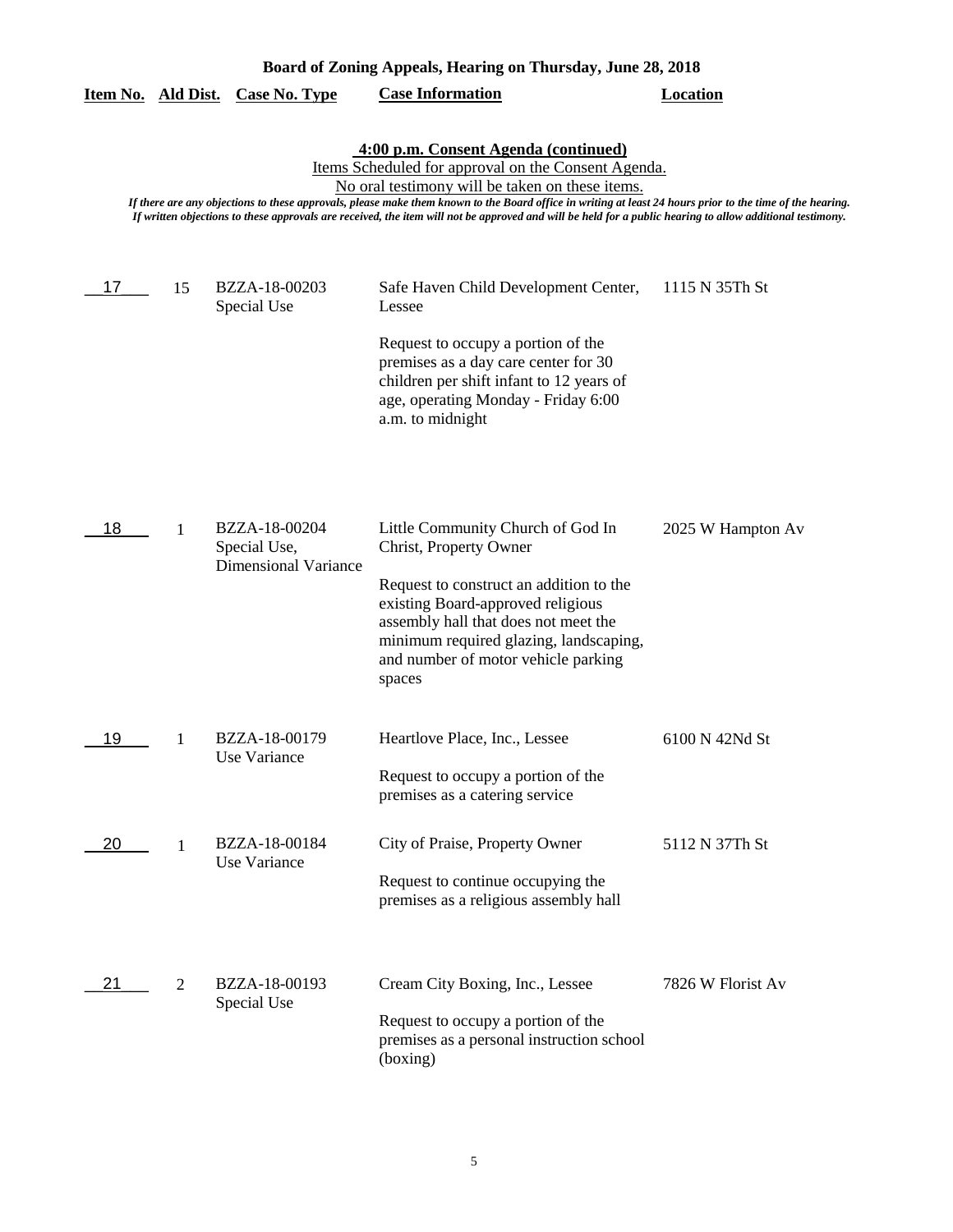**Board of Zoning Appeals, Hearing on Thursday, June 28, 2018**

## 4:00 p.m. Consent Agenda (continued)

Items Scheduled for approval on the Consent Agenda.
No oral testimony will be taken on these items.

*If there are any objections to these approvals, please make them known to the Board office in writing at least 24 hours prior to the time of the hearing. If written objections to these approvals are received, the item will not be approved and will be held for a public hearing to allow additional testimony.*

| Item No. | Ald Dist. | Case No. Type | Case Information | Location |
|---|---|---|---|---|
| 17 | 15 | BZZA-18-00203<br>Special Use | Safe Haven Child Development Center, Lessee<br><br>Request to occupy a portion of the premises as a day care center for 30 children per shift infant to 12 years of age, operating Monday - Friday 6:00 a.m. to midnight | 1115 N 35Th St |
| 18 | 1 | BZZA-18-00204<br>Special Use, Dimensional Variance | Little Community Church of God In Christ, Property Owner<br><br>Request to construct an addition to the existing Board-approved religious assembly hall that does not meet the minimum required glazing, landscaping, and number of motor vehicle parking spaces | 2025 W Hampton Av |
| 19 | 1 | BZZA-18-00179<br>Use Variance | Heartlove Place, Inc., Lessee<br><br>Request to occupy a portion of the premises as a catering service | 6100 N 42Nd St |
| 20 | 1 | BZZA-18-00184<br>Use Variance | City of Praise, Property Owner<br><br>Request to continue occupying the premises as a religious assembly hall | 5112 N 37Th St |
| 21 | 2 | BZZA-18-00193<br>Special Use | Cream City Boxing, Inc., Lessee<br><br>Request to occupy a portion of the premises as a personal instruction school (boxing) | 7826 W Florist Av |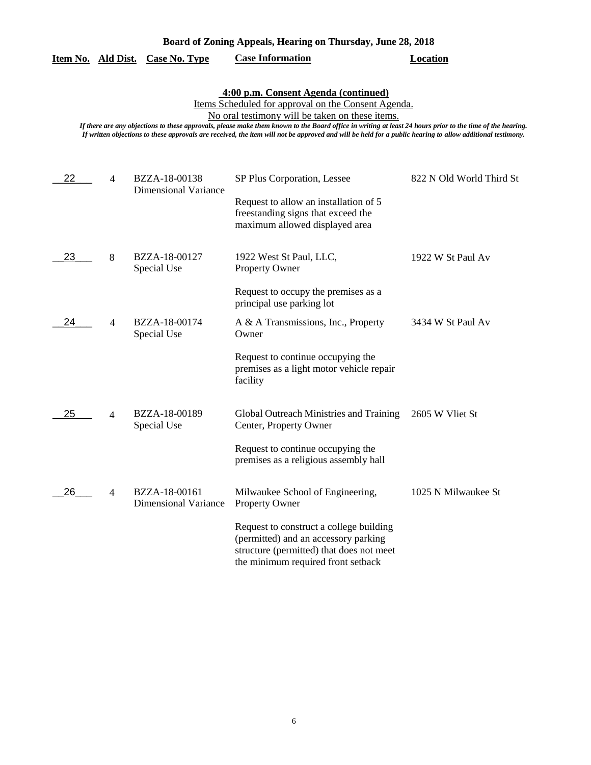**Board of Zoning Appeals, Hearing on Thursday, June 28, 2018**

**4:00 p.m. Consent Agenda (continued)**

Items Scheduled for approval on the Consent Agenda.

No oral testimony will be taken on these items.

*If there are any objections to these approvals, please make them known to the Board office in writing at least 24 hours prior to the time of the hearing. If written objections to these approvals are received, the item will not be approved and will be held for a public hearing to allow additional testimony.*

| Item No. | Ald Dist. | Case No. Type | Case Information | Location |
|---|---|---|---|---|
| 22 | 4 | BZZA-18-00138 Dimensional Variance | SP Plus Corporation, Lessee<br><br>Request to allow an installation of 5 freestanding signs that exceed the maximum allowed displayed area | 822 N Old World Third St |
| 23 | 8 | BZZA-18-00127 Special Use | 1922 West St Paul, LLC, Property Owner<br><br>Request to occupy the premises as a principal use parking lot | 1922 W St Paul Av |
| 24 | 4 | BZZA-18-00174 Special Use | A & A Transmissions, Inc., Property Owner<br><br>Request to continue occupying the premises as a light motor vehicle repair facility | 3434 W St Paul Av |
| 25 | 4 | BZZA-18-00189 Special Use | Global Outreach Ministries and Training Center, Property Owner<br><br>Request to continue occupying the premises as a religious assembly hall | 2605 W Vliet St |
| 26 | 4 | BZZA-18-00161 Dimensional Variance | Milwaukee School of Engineering, Property Owner<br><br>Request to construct a college building (permitted) and an accessory parking structure (permitted) that does not meet the minimum required front setback | 1025 N Milwaukee St |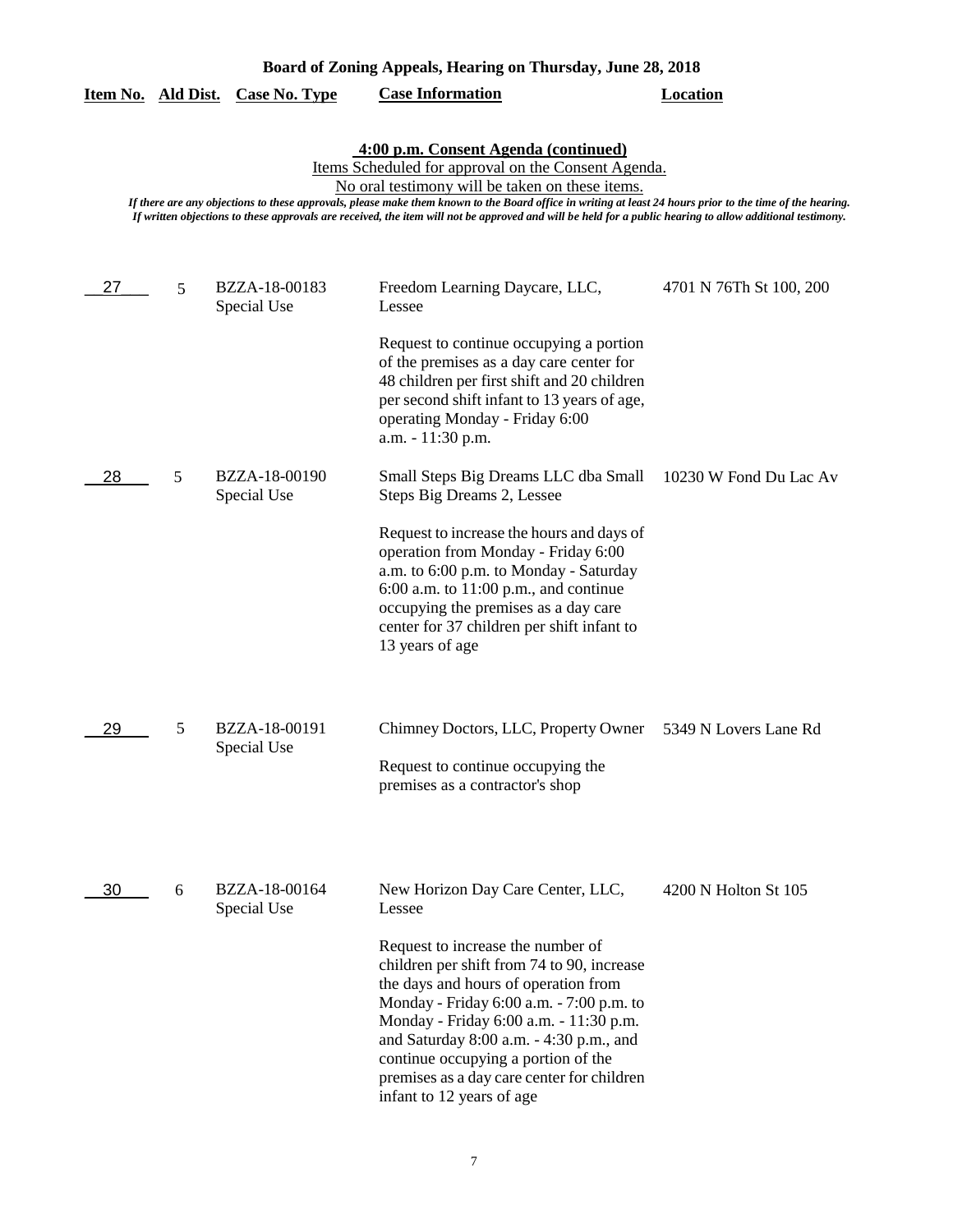**Board of Zoning Appeals, Hearing on Thursday, June 28, 2018**

**4:00 p.m. Consent Agenda (continued)**

Items Scheduled for approval on the Consent Agenda.

No oral testimony will be taken on these items.

*If there are any objections to these approvals, please make them known to the Board office in writing at least 24 hours prior to the time of the hearing. If written objections to these approvals are received, the item will not be approved and will be held for a public hearing to allow additional testimony.*

| Item No. | Ald Dist. | Case No. Type | Case Information | Location |
|---|---|---|---|---|
| 27 | 5 | BZZA-18-00183 Special Use | Freedom Learning Daycare, LLC, Lessee<br><br>Request to continue occupying a portion of the premises as a day care center for 48 children per first shift and 20 children per second shift infant to 13 years of age, operating Monday - Friday 6:00 a.m. - 11:30 p.m. | 4701 N 76Th St 100, 200 |
| 28 | 5 | BZZA-18-00190 Special Use | Small Steps Big Dreams LLC dba Small Steps Big Dreams 2, Lessee<br><br>Request to increase the hours and days of operation from Monday - Friday 6:00 a.m. to 6:00 p.m. to Monday - Saturday 6:00 a.m. to 11:00 p.m., and continue occupying the premises as a day care center for 37 children per shift infant to 13 years of age | 10230 W Fond Du Lac Av |
| 29 | 5 | BZZA-18-00191 Special Use | Chimney Doctors, LLC, Property Owner<br><br>Request to continue occupying the premises as a contractor's shop | 5349 N Lovers Lane Rd |
| 30 | 6 | BZZA-18-00164 Special Use | New Horizon Day Care Center, LLC, Lessee<br><br>Request to increase the number of children per shift from 74 to 90, increase the days and hours of operation from Monday - Friday 6:00 a.m. - 7:00 p.m. to Monday - Friday 6:00 a.m. - 11:30 p.m. and Saturday 8:00 a.m. - 4:30 p.m., and continue occupying a portion of the premises as a day care center for children infant to 12 years of age | 4200 N Holton St 105 |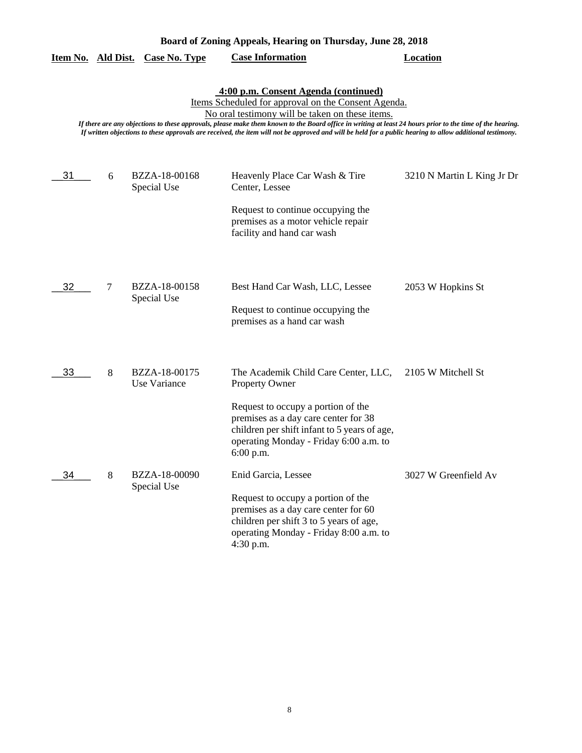**Board of Zoning Appeals, Hearing on Thursday, June 28, 2018**

| Item No. | Ald Dist. | Case No. Type | Case Information | Location |
|---|---|---|---|---|

**4:00 p.m. Consent Agenda (continued)**

Items Scheduled for approval on the Consent Agenda.

No oral testimony will be taken on these items.

*If there are any objections to these approvals, please make them known to the Board office in writing at least 24 hours prior to the time of the hearing. If written objections to these approvals are received, the item will not be approved and will be held for a public hearing to allow additional testimony.*

| Item No. | Ald Dist. | Case No. Type | Case Information | Location |
|---|---|---|---|---|
| 31 | 6 | BZZA-18-00168 Special Use | Heavenly Place Car Wash & Tire Center, Lessee<br><br>Request to continue occupying the premises as a motor vehicle repair facility and hand car wash | 3210 N Martin L King Jr Dr |
| 32 | 7 | BZZA-18-00158 Special Use | Best Hand Car Wash, LLC, Lessee<br><br>Request to continue occupying the premises as a hand car wash | 2053 W Hopkins St |
| 33 | 8 | BZZA-18-00175 Use Variance | The Academik Child Care Center, LLC, Property Owner<br><br>Request to occupy a portion of the premises as a day care center for 38 children per shift infant to 5 years of age, operating Monday - Friday 6:00 a.m. to 6:00 p.m. | 2105 W Mitchell St |
| 34 | 8 | BZZA-18-00090 Special Use | Enid Garcia, Lessee<br><br>Request to occupy a portion of the premises as a day care center for 60 children per shift 3 to 5 years of age, operating Monday - Friday 8:00 a.m. to 4:30 p.m. | 3027 W Greenfield Av |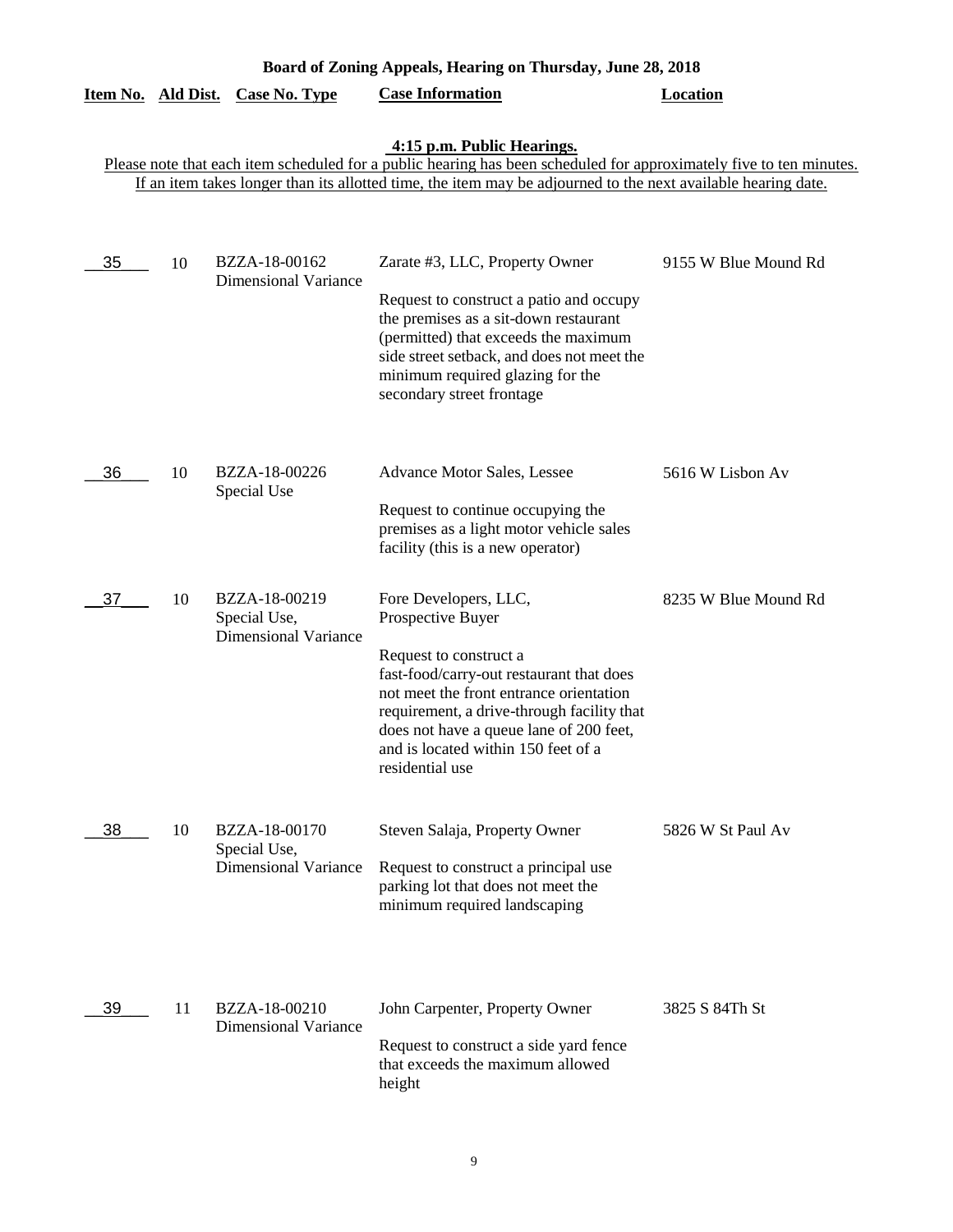**Board of Zoning Appeals, Hearing on Thursday, June 28, 2018**

**4:15 p.m. Public Hearings.**

Please note that each item scheduled for a public hearing has been scheduled for approximately five to ten minutes. If an item takes longer than its allotted time, the item may be adjourned to the next available hearing date.

| Item No. | Ald Dist. | Case No. Type | Case Information | Location |
|---|---|---|---|---|
| 35 | 10 | BZZA-18-00162 Dimensional Variance | Zarate #3, LLC, Property Owner<br><br>Request to construct a patio and occupy the premises as a sit-down restaurant (permitted) that exceeds the maximum side street setback, and does not meet the minimum required glazing for the secondary street frontage | 9155 W Blue Mound Rd |
| 36 | 10 | BZZA-18-00226 Special Use | Advance Motor Sales, Lessee<br><br>Request to continue occupying the premises as a light motor vehicle sales facility (this is a new operator) | 5616 W Lisbon Av |
| 37 | 10 | BZZA-18-00219 Special Use, Dimensional Variance | Fore Developers, LLC, Prospective Buyer<br><br>Request to construct a fast-food/carry-out restaurant that does not meet the front entrance orientation requirement, a drive-through facility that does not have a queue lane of 200 feet, and is located within 150 feet of a residential use | 8235 W Blue Mound Rd |
| 38 | 10 | BZZA-18-00170 Special Use, Dimensional Variance | Steven Salaja, Property Owner<br><br>Request to construct a principal use parking lot that does not meet the minimum required landscaping | 5826 W St Paul Av |
| 39 | 11 | BZZA-18-00210 Dimensional Variance | John Carpenter, Property Owner<br><br>Request to construct a side yard fence that exceeds the maximum allowed height | 3825 S 84Th St |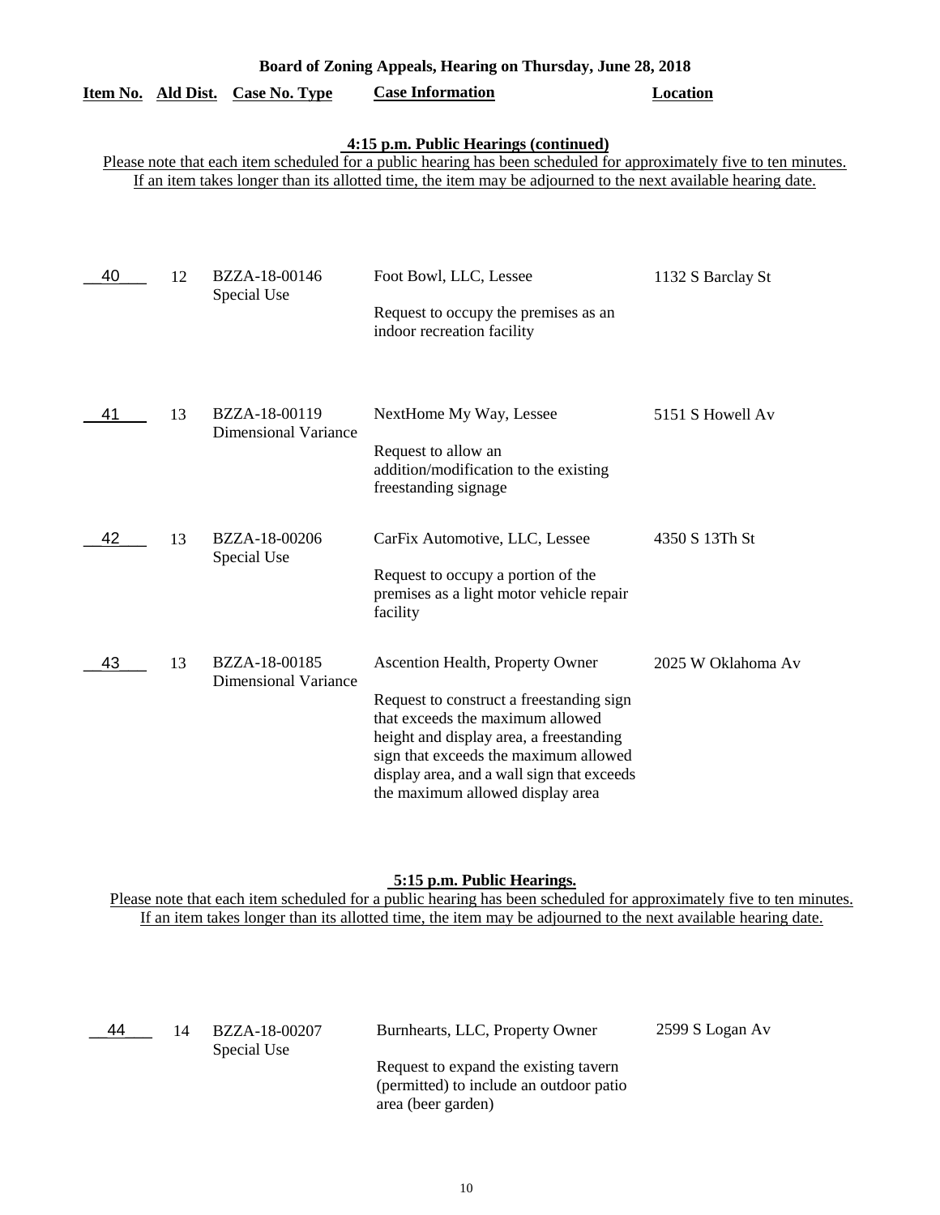**Board of Zoning Appeals, Hearing on Thursday, June 28, 2018**

| Item No. | Ald Dist. | Case No. Type | Case Information | Location |
|---|---|---|---|---|

**4:15 p.m. Public Hearings (continued)**

Please note that each item scheduled for a public hearing has been scheduled for approximately five to ten minutes. If an item takes longer than its allotted time, the item may be adjourned to the next available hearing date.

| Item No. | Ald Dist. | Case No. Type | Case Information | Location |
|---|---|---|---|---|
| 40 | 12 | BZZA-18-00146 Special Use | Foot Bowl, LLC, Lessee<br><br>Request to occupy the premises as an indoor recreation facility | 1132 S Barclay St |
| 41 | 13 | BZZA-18-00119 Dimensional Variance | NextHome My Way, Lessee<br><br>Request to allow an addition/modification to the existing freestanding signage | 5151 S Howell Av |
| 42 | 13 | BZZA-18-00206 Special Use | CarFix Automotive, LLC, Lessee<br><br>Request to occupy a portion of the premises as a light motor vehicle repair facility | 4350 S 13Th St |
| 43 | 13 | BZZA-18-00185 Dimensional Variance | Ascention Health, Property Owner<br><br>Request to construct a freestanding sign that exceeds the maximum allowed height and display area, a freestanding sign that exceeds the maximum allowed display area, and a wall sign that exceeds the maximum allowed display area | 2025 W Oklahoma Av |

**5:15 p.m. Public Hearings.**

Please note that each item scheduled for a public hearing has been scheduled for approximately five to ten minutes. If an item takes longer than its allotted time, the item may be adjourned to the next available hearing date.

| Item No. | Ald Dist. | Case No. Type | Case Information | Location |
|---|---|---|---|---|
| 44 | 14 | BZZA-18-00207 Special Use | Burnhearts, LLC, Property Owner<br><br>Request to expand the existing tavern (permitted) to include an outdoor patio area (beer garden) | 2599 S Logan Av |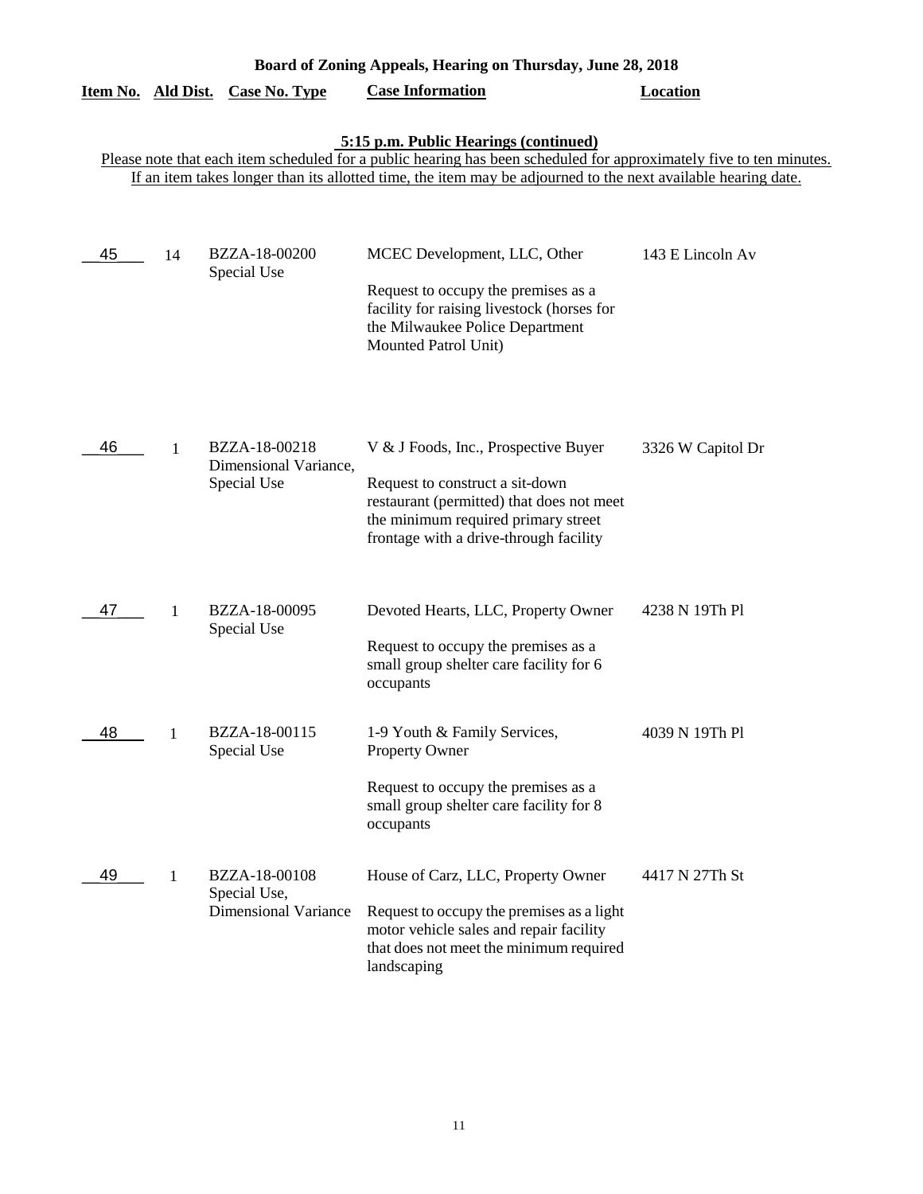**Board of Zoning Appeals, Hearing on Thursday, June 28, 2018**

| Item No. | Ald Dist. | Case No. Type | Case Information | Location |
|---|---|---|---|---|

**5:15 p.m. Public Hearings (continued)**

Please note that each item scheduled for a public hearing has been scheduled for approximately five to ten minutes. If an item takes longer than its allotted time, the item may be adjourned to the next available hearing date.

| Item No. | Ald Dist. | Case No. Type | Case Information | Location |
|---|---|---|---|---|
| 45 | 14 | BZZA-18-00200 Special Use | MCEC Development, LLC, Other<br><br>Request to occupy the premises as a facility for raising livestock (horses for the Milwaukee Police Department Mounted Patrol Unit) | 143 E Lincoln Av |
| 46 | 1 | BZZA-18-00218 Dimensional Variance, Special Use | V & J Foods, Inc., Prospective Buyer<br><br>Request to construct a sit-down restaurant (permitted) that does not meet the minimum required primary street frontage with a drive-through facility | 3326 W Capitol Dr |
| 47 | 1 | BZZA-18-00095 Special Use | Devoted Hearts, LLC, Property Owner<br><br>Request to occupy the premises as a small group shelter care facility for 6 occupants | 4238 N 19Th Pl |
| 48 | 1 | BZZA-18-00115 Special Use | 1-9 Youth & Family Services, Property Owner<br><br>Request to occupy the premises as a small group shelter care facility for 8 occupants | 4039 N 19Th Pl |
| 49 | 1 | BZZA-18-00108 Special Use, Dimensional Variance | House of Carz, LLC, Property Owner<br><br>Request to occupy the premises as a light motor vehicle sales and repair facility that does not meet the minimum required landscaping | 4417 N 27Th St |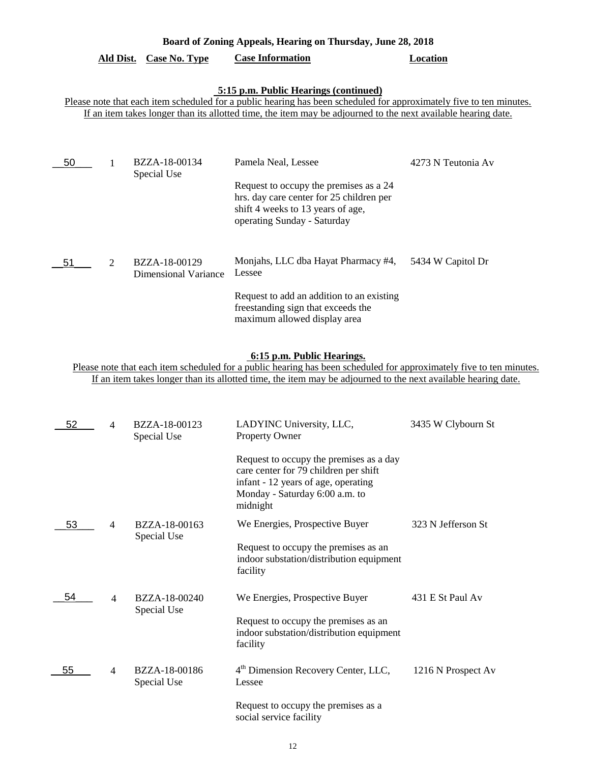**Board of Zoning Appeals, Hearing on Thursday, June 28, 2018**

| | Ald Dist. | Case No. Type | Case Information | Location |
|---|---|---|---|---|

**5:15 p.m. Public Hearings (continued)**

Please note that each item scheduled for a public hearing has been scheduled for approximately five to ten minutes. If an item takes longer than its allotted time, the item may be adjourned to the next available hearing date.

| | Ald Dist. | Case No. Type | Case Information | Location |
|---|---|---|---|---|
| 50 | 1 | BZZA-18-00134<br>Special Use | Pamela Neal, Lessee<br><br>Request to occupy the premises as a 24 hrs. day care center for 25 children per shift 4 weeks to 13 years of age, operating Sunday - Saturday | 4273 N Teutonia Av |
| 51 | 2 | BZZA-18-00129<br>Dimensional Variance | Monjahs, LLC dba Hayat Pharmacy #4, Lessee<br><br>Request to add an addition to an existing freestanding sign that exceeds the maximum allowed display area | 5434 W Capitol Dr |

**6:15 p.m. Public Hearings.**

Please note that each item scheduled for a public hearing has been scheduled for approximately five to ten minutes. If an item takes longer than its allotted time, the item may be adjourned to the next available hearing date.

| | Ald Dist. | Case No. Type | Case Information | Location |
|---|---|---|---|---|
| 52 | 4 | BZZA-18-00123<br>Special Use | LADYINC University, LLC, Property Owner<br><br>Request to occupy the premises as a day care center for 79 children per shift infant - 12 years of age, operating Monday - Saturday 6:00 a.m. to midnight | 3435 W Clybourn St |
| 53 | 4 | BZZA-18-00163<br>Special Use | We Energies, Prospective Buyer<br><br>Request to occupy the premises as an indoor substation/distribution equipment facility | 323 N Jefferson St |
| 54 | 4 | BZZA-18-00240<br>Special Use | We Energies, Prospective Buyer<br><br>Request to occupy the premises as an indoor substation/distribution equipment facility | 431 E St Paul Av |
| 55 | 4 | BZZA-18-00186<br>Special Use | 4th Dimension Recovery Center, LLC, Lessee<br><br>Request to occupy the premises as a social service facility | 1216 N Prospect Av |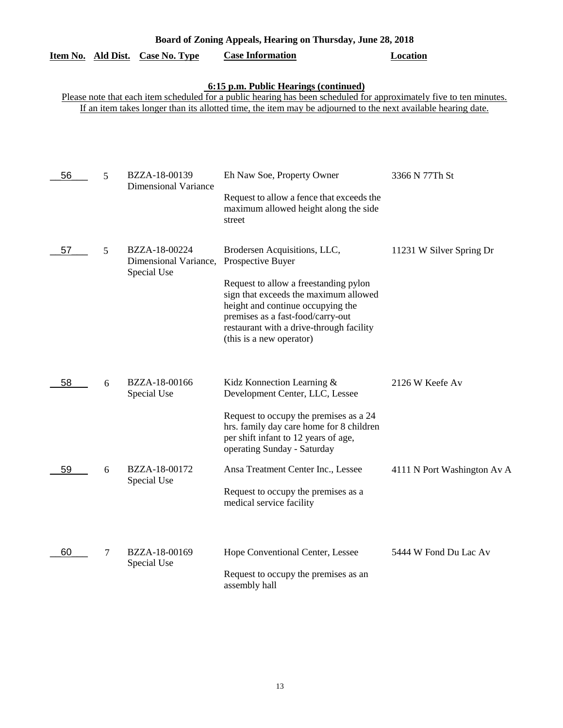**Board of Zoning Appeals, Hearing on Thursday, June 28, 2018**

**6:15 p.m. Public Hearings (continued)**

Please note that each item scheduled for a public hearing has been scheduled for approximately five to ten minutes. If an item takes longer than its allotted time, the item may be adjourned to the next available hearing date.

| Item No. | Ald Dist. | Case No. Type | Case Information | Location |
|---|---|---|---|---|
| 56 | 5 | BZZA-18-00139 Dimensional Variance | Eh Naw Soe, Property Owner<br><br>Request to allow a fence that exceeds the maximum allowed height along the side street | 3366 N 77Th St |
| 57 | 5 | BZZA-18-00224 Dimensional Variance, Special Use | Brodersen Acquisitions, LLC, Prospective Buyer<br><br>Request to allow a freestanding pylon sign that exceeds the maximum allowed height and continue occupying the premises as a fast-food/carry-out restaurant with a drive-through facility (this is a new operator) | 11231 W Silver Spring Dr |
| 58 | 6 | BZZA-18-00166 Special Use | Kidz Konnection Learning & Development Center, LLC, Lessee<br><br>Request to occupy the premises as a 24 hrs. family day care home for 8 children per shift infant to 12 years of age, operating Sunday - Saturday | 2126 W Keefe Av |
| 59 | 6 | BZZA-18-00172 Special Use | Ansa Treatment Center Inc., Lessee<br><br>Request to occupy the premises as a medical service facility | 4111 N Port Washington Av A |
| 60 | 7 | BZZA-18-00169 Special Use | Hope Conventional Center, Lessee<br><br>Request to occupy the premises as an assembly hall | 5444 W Fond Du Lac Av |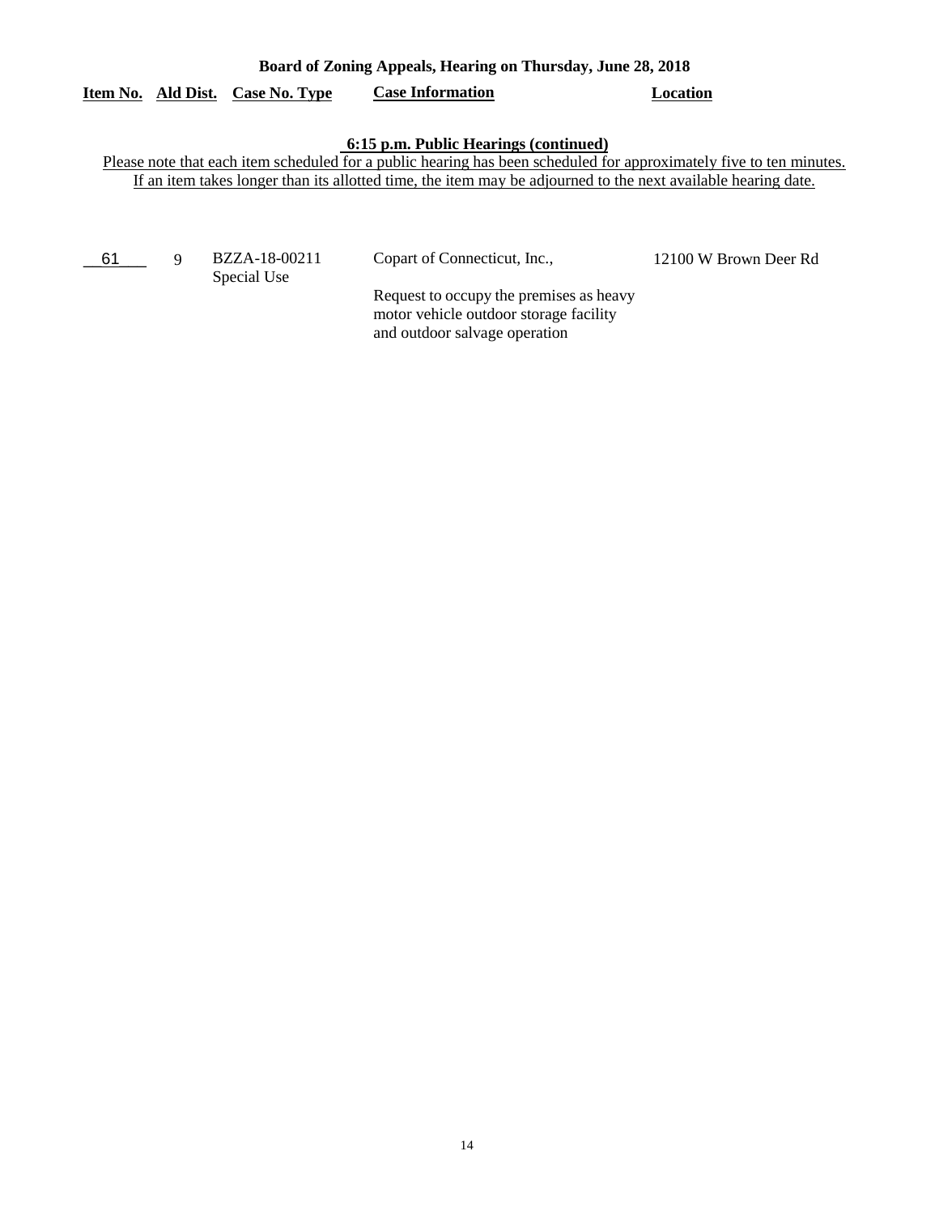**Board of Zoning Appeals, Hearing on Thursday, June 28, 2018**

**6:15 p.m. Public Hearings (continued)**

Please note that each item scheduled for a public hearing has been scheduled for approximately five to ten minutes. If an item takes longer than its allotted time, the item may be adjourned to the next available hearing date.

| Item No. | Ald Dist. | Case No. Type | Case Information | Location |
|---|---|---|---|---|
| 61 | 9 | BZZA-18-00211<br>Special Use | Copart of Connecticut, Inc.,<br><br>Request to occupy the premises as heavy motor vehicle outdoor storage facility and outdoor salvage operation | 12100 W Brown Deer Rd |